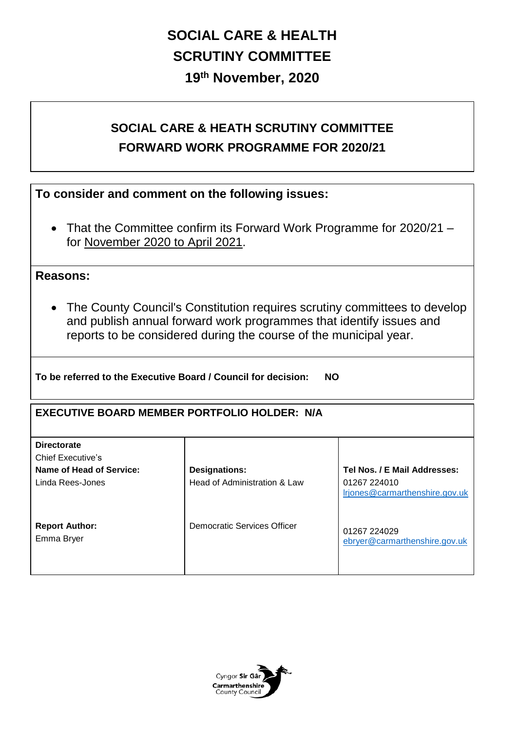# SOCIAL CARE & HEALTH SCRUTINY COMMITTEE

## 19th November, 2020

## SOCIAL CARE & HEATH SCRUTINY COMMITTEE FORWARD WORK PROGRAMME FOR 2020/21

**To consider and comment on the following issues:**

- That the Committee confirm its Forward Work Programme for 2020/21 – for November 2020 to April 2021.

**Reasons:**

- The County Council's Constitution requires scrutiny committees to develop and publish annual forward work programmes that identify issues and reports to be considered during the course of the municipal year.

**To be referred to the Executive Board / Council for decision: NO**

**EXECUTIVE BOARD MEMBER PORTFOLIO HOLDER: N/A**

| **Directorate**<br>Chief Executive's<br>**Name of Head of Service:**<br>Linda Rees-Jones | **Designations:**<br>Head of Administration & Law | **Tel Nos. / E Mail Addresses:**<br>01267 224010<br>lrjones@carmarthenshire.gov.uk |
|---|---|---|
| **Report Author:**<br>Emma Bryer | Democratic Services Officer | 01267 224029<br>ebryer@carmarthenshire.gov.uk |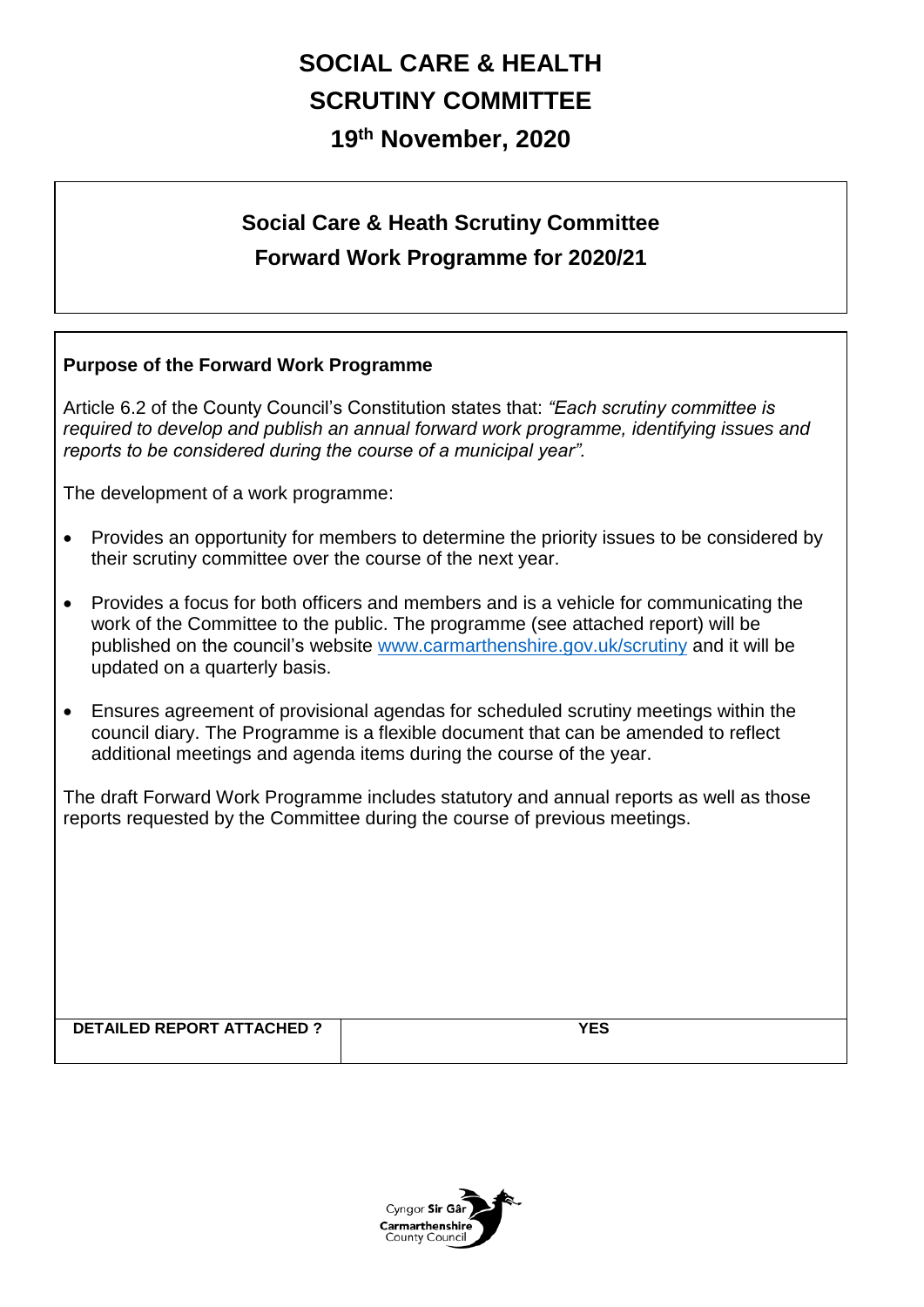# SOCIAL CARE & HEALTH SCRUTINY COMMITTEE

## 19th November, 2020

## Social Care & Heath Scrutiny Committee Forward Work Programme for 2020/21

**Purpose of the Forward Work Programme**

Article 6.2 of the County Council's Constitution states that: *"Each scrutiny committee is required to develop and publish an annual forward work programme, identifying issues and reports to be considered during the course of a municipal year".*

The development of a work programme:

- Provides an opportunity for members to determine the priority issues to be considered by their scrutiny committee over the course of the next year.
- Provides a focus for both officers and members and is a vehicle for communicating the work of the Committee to the public. The programme (see attached report) will be published on the council's website [www.carmarthenshire.gov.uk/scrutiny](http://www.carmarthenshire.gov.uk/scrutiny) and it will be updated on a quarterly basis.
- Ensures agreement of provisional agendas for scheduled scrutiny meetings within the council diary. The Programme is a flexible document that can be amended to reflect additional meetings and agenda items during the course of the year.

The draft Forward Work Programme includes statutory and annual reports as well as those reports requested by the Committee during the course of previous meetings.

| DETAILED REPORT ATTACHED ? | YES |
|---|---|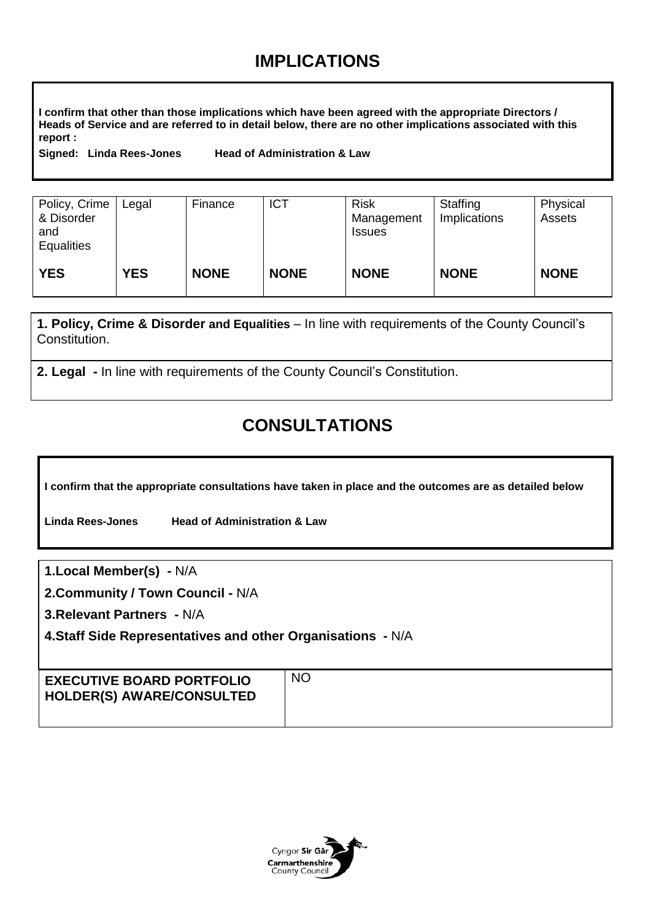# IMPLICATIONS

**I confirm that other than those implications which have been agreed with the appropriate Directors / Heads of Service and are referred to in detail below, there are no other implications associated with this report :**

**Signed: Linda Rees-Jones Head of Administration & Law**

| Policy, Crime & Disorder and Equalities | Legal | Finance | ICT | Risk Management Issues | Staffing Implications | Physical Assets |
|---|---|---|---|---|---|---|
| **YES** | **YES** | **NONE** | **NONE** | **NONE** | **NONE** | **NONE** |

**1. Policy, Crime & Disorder and Equalities** – In line with requirements of the County Council's Constitution.

**2. Legal -** In line with requirements of the County Council's Constitution.

# CONSULTATIONS

**I confirm that the appropriate consultations have taken in place and the outcomes are as detailed below**

**Linda Rees-Jones Head of Administration & Law**

**1.Local Member(s) -** N/A

**2.Community / Town Council -** N/A

**3.Relevant Partners -** N/A

**4.Staff Side Representatives and other Organisations -** N/A

| **EXECUTIVE BOARD PORTFOLIO HOLDER(S) AWARE/CONSULTED** | NO |
|---|---|

Cyngor **Sir Gâr**
**Carmarthenshire**
County Council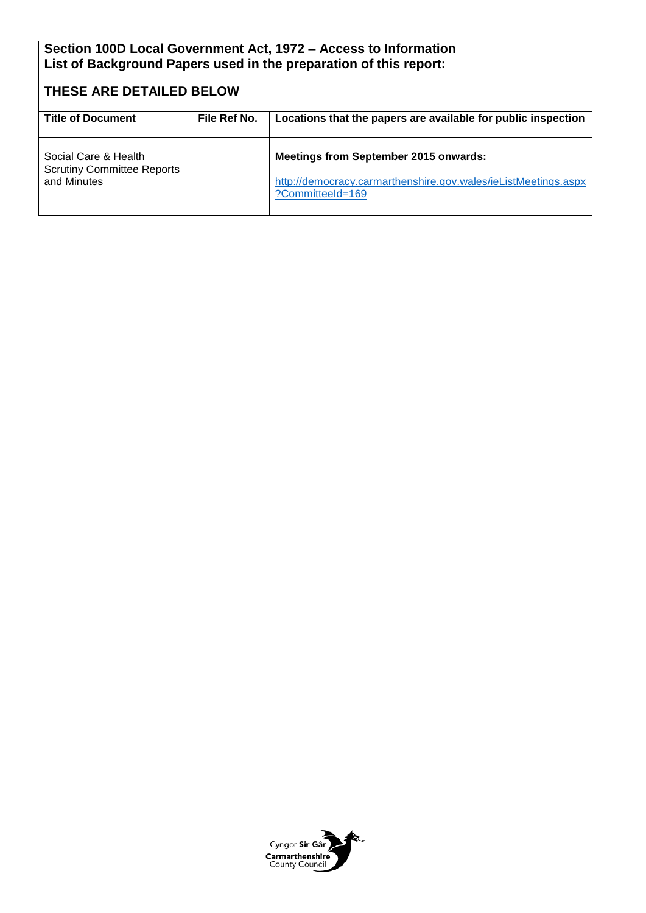**Section 100D Local Government Act, 1972 – Access to Information**
**List of Background Papers used in the preparation of this report:**

**THESE ARE DETAILED BELOW**

| Title of Document | File Ref No. | Locations that the papers are available for public inspection |
|---|---|---|
| Social Care & Health Scrutiny Committee Reports and Minutes | | **Meetings from September 2015 onwards:** http://democracy.carmarthenshire.gov.wales/ieListMeetings.aspx?CommitteeId=169 |

Cyngor **Sir Gâr**
**Carmarthenshire**
County Council